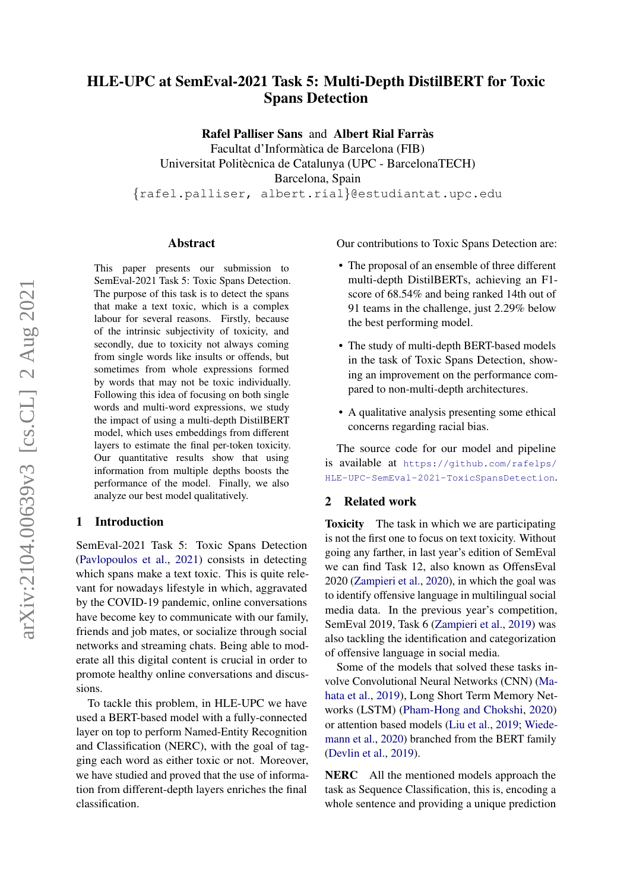# HLE-UPC at SemEval-2021 Task 5: Multi-Depth DistilBERT for Toxic Spans Detection

**Rafel Palliser Sans** and **Albert Rial Farràs**
Facultat d'Informàtica de Barcelona (FIB)
Universitat Politècnica de Catalunya (UPC - BarcelonaTECH)
Barcelona, Spain
{rafel.palliser, albert.rial}@estudiantat.upc.edu

## Abstract

This paper presents our submission to SemEval-2021 Task 5: Toxic Spans Detection. The purpose of this task is to detect the spans that make a text toxic, which is a complex labour for several reasons. Firstly, because of the intrinsic subjectivity of toxicity, and secondly, due to toxicity not always coming from single words like insults or offends, but sometimes from whole expressions formed by words that may not be toxic individually. Following this idea of focusing on both single words and multi-word expressions, we study the impact of using a multi-depth DistilBERT model, which uses embeddings from different layers to estimate the final per-token toxicity. Our quantitative results show that using information from multiple depths boosts the performance of the model. Finally, we also analyze our best model qualitatively.

## 1 Introduction

SemEval-2021 Task 5: Toxic Spans Detection (Pavlopoulos et al., 2021) consists in detecting which spans make a text toxic. This is quite relevant for nowadays lifestyle in which, aggravated by the COVID-19 pandemic, online conversations have become key to communicate with our family, friends and job mates, or socialize through social networks and streaming chats. Being able to moderate all this digital content is crucial in order to promote healthy online conversations and discussions.

To tackle this problem, in HLE-UPC we have used a BERT-based model with a fully-connected layer on top to perform Named-Entity Recognition and Classification (NERC), with the goal of tagging each word as either toxic or not. Moreover, we have studied and proved that the use of information from different-depth layers enriches the final classification.

Our contributions to Toxic Spans Detection are:

- The proposal of an ensemble of three different multi-depth DistilBERTs, achieving an F1-score of 68.54% and being ranked 14th out of 91 teams in the challenge, just 2.29% below the best performing model.
- The study of multi-depth BERT-based models in the task of Toxic Spans Detection, showing an improvement on the performance compared to non-multi-depth architectures.
- A qualitative analysis presenting some ethical concerns regarding racial bias.

The source code for our model and pipeline is available at https://github.com/rafelps/HLE-UPC-SemEval-2021-ToxicSpansDetection.

## 2 Related work

**Toxicity** The task in which we are participating is not the first one to focus on text toxicity. Without going any farther, in last year's edition of SemEval we can find Task 12, also known as OffensEval 2020 (Zampieri et al., 2020), in which the goal was to identify offensive language in multilingual social media data. In the previous year's competition, SemEval 2019, Task 6 (Zampieri et al., 2019) was also tackling the identification and categorization of offensive language in social media.

Some of the models that solved these tasks involve Convolutional Neural Networks (CNN) (Mahata et al., 2019), Long Short Term Memory Networks (LSTM) (Pham-Hong and Chokshi, 2020) or attention based models (Liu et al., 2019; Wiedemann et al., 2020) branched from the BERT family (Devlin et al., 2019).

**NERC** All the mentioned models approach the task as Sequence Classification, this is, encoding a whole sentence and providing a unique prediction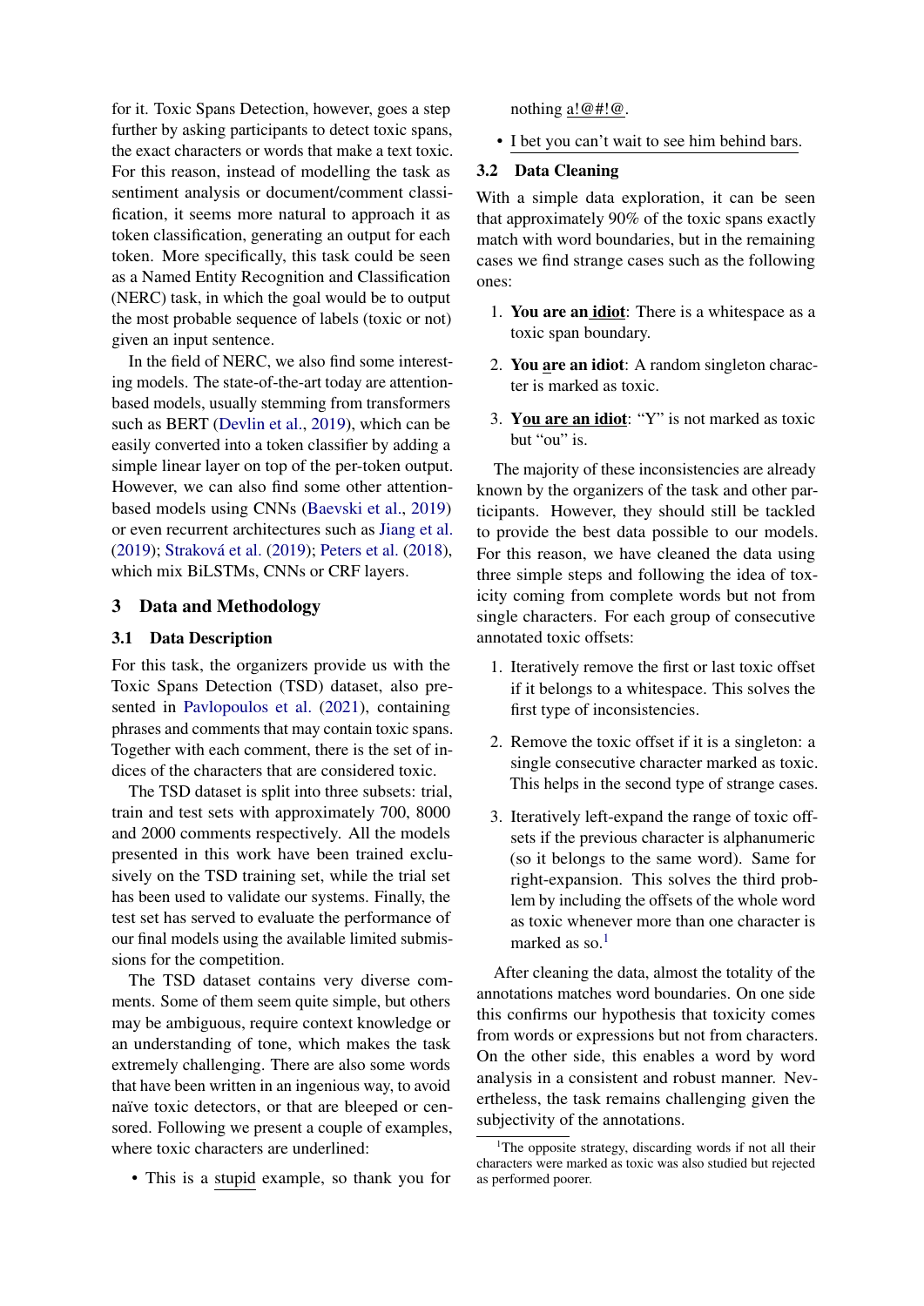for it. Toxic Spans Detection, however, goes a step further by asking participants to detect toxic spans, the exact characters or words that make a text toxic. For this reason, instead of modelling the task as sentiment analysis or document/comment classification, it seems more natural to approach it as token classification, generating an output for each token. More specifically, this task could be seen as a Named Entity Recognition and Classification (NERC) task, in which the goal would be to output the most probable sequence of labels (toxic or not) given an input sentence.

In the field of NERC, we also find some interesting models. The state-of-the-art today are attention-based models, usually stemming from transformers such as BERT (Devlin et al., 2019), which can be easily converted into a token classifier by adding a simple linear layer on top of the per-token output. However, we can also find some other attention-based models using CNNs (Baevski et al., 2019) or even recurrent architectures such as Jiang et al. (2019); Straková et al. (2019); Peters et al. (2018), which mix BiLSTMs, CNNs or CRF layers.

## 3 Data and Methodology

### 3.1 Data Description

For this task, the organizers provide us with the Toxic Spans Detection (TSD) dataset, also presented in Pavlopoulos et al. (2021), containing phrases and comments that may contain toxic spans. Together with each comment, there is the set of indices of the characters that are considered toxic.

The TSD dataset is split into three subsets: trial, train and test sets with approximately 700, 8000 and 2000 comments respectively. All the models presented in this work have been trained exclusively on the TSD training set, while the trial set has been used to validate our systems. Finally, the test set has served to evaluate the performance of our final models using the available limited submissions for the competition.

The TSD dataset contains very diverse comments. Some of them seem quite simple, but others may be ambiguous, require context knowledge or an understanding of tone, which makes the task extremely challenging. There are also some words that have been written in an ingenious way, to avoid naïve toxic detectors, or that are bleeped or censored. Following we present a couple of examples, where toxic characters are underlined:

- This is a <u>stupid</u> example, so thank you for nothing <u>a!@#!@</u>.
- <u>I bet you can't wait to see him behind bars.</u>

### 3.2 Data Cleaning

With a simple data exploration, it can be seen that approximately 90% of the toxic spans exactly match with word boundaries, but in the remaining cases we find strange cases such as the following ones:

1. **You are an <u> idiot</u>**: There is a whitespace as a toxic span boundary.
2. **You <u>a</u>re an idiot**: A random singleton character is marked as toxic.
3. **Y<u>ou are an idiot</u>**: "Y" is not marked as toxic but "ou" is.

The majority of these inconsistencies are already known by the organizers of the task and other participants. However, they should still be tackled to provide the best data possible to our models. For this reason, we have cleaned the data using three simple steps and following the idea of toxicity coming from complete words but not from single characters. For each group of consecutive annotated toxic offsets:

1. Iteratively remove the first or last toxic offset if it belongs to a whitespace. This solves the first type of inconsistencies.
2. Remove the toxic offset if it is a singleton: a single consecutive character marked as toxic. This helps in the second type of strange cases.
3. Iteratively left-expand the range of toxic offsets if the previous character is alphanumeric (so it belongs to the same word). Same for right-expansion. This solves the third problem by including the offsets of the whole word as toxic whenever more than one character is marked as so.[1]

After cleaning the data, almost the totality of the annotations matches word boundaries. On one side this confirms our hypothesis that toxicity comes from words or expressions but not from characters. On the other side, this enables a word by word analysis in a consistent and robust manner. Nevertheless, the task remains challenging given the subjectivity of the annotations.

[1] The opposite strategy, discarding words if not all their characters were marked as toxic was also studied but rejected as performed poorer.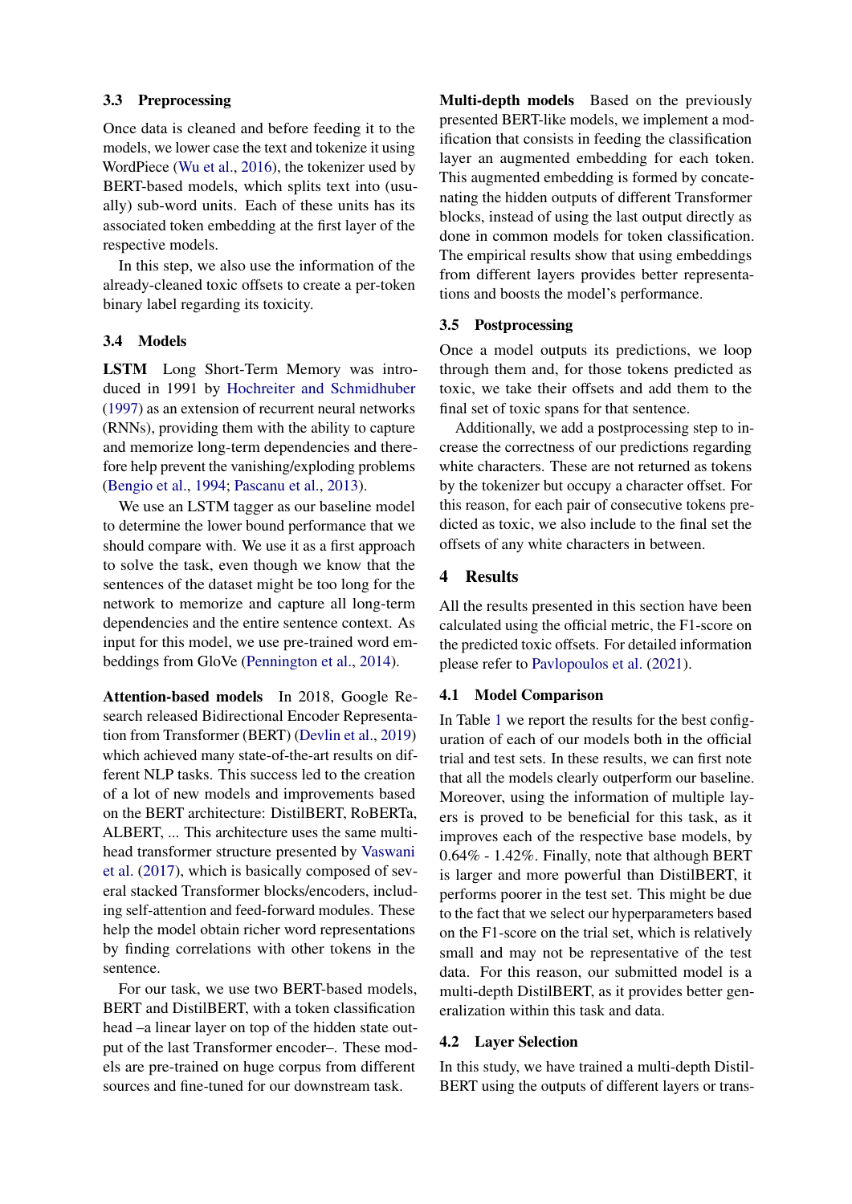### 3.3 Preprocessing

Once data is cleaned and before feeding it to the models, we lower case the text and tokenize it using WordPiece (Wu et al., 2016), the tokenizer used by BERT-based models, which splits text into (usually) sub-word units. Each of these units has its associated token embedding at the first layer of the respective models.

In this step, we also use the information of the already-cleaned toxic offsets to create a per-token binary label regarding its toxicity.

### 3.4 Models

**LSTM** Long Short-Term Memory was introduced in 1991 by Hochreiter and Schmidhuber (1997) as an extension of recurrent neural networks (RNNs), providing them with the ability to capture and memorize long-term dependencies and therefore help prevent the vanishing/exploding problems (Bengio et al., 1994; Pascanu et al., 2013).

We use an LSTM tagger as our baseline model to determine the lower bound performance that we should compare with. We use it as a first approach to solve the task, even though we know that the sentences of the dataset might be too long for the network to memorize and capture all long-term dependencies and the entire sentence context. As input for this model, we use pre-trained word embeddings from GloVe (Pennington et al., 2014).

**Attention-based models** In 2018, Google Research released Bidirectional Encoder Representation from Transformer (BERT) (Devlin et al., 2019) which achieved many state-of-the-art results on different NLP tasks. This success led to the creation of a lot of new models and improvements based on the BERT architecture: DistilBERT, RoBERTa, ALBERT, ... This architecture uses the same multi-head transformer structure presented by Vaswani et al. (2017), which is basically composed of several stacked Transformer blocks/encoders, including self-attention and feed-forward modules. These help the model obtain richer word representations by finding correlations with other tokens in the sentence.

For our task, we use two BERT-based models, BERT and DistilBERT, with a token classification head –a linear layer on top of the hidden state output of the last Transformer encoder–. These models are pre-trained on huge corpus from different sources and fine-tuned for our downstream task.

**Multi-depth models** Based on the previously presented BERT-like models, we implement a modification that consists in feeding the classification layer an augmented embedding for each token. This augmented embedding is formed by concatenating the hidden outputs of different Transformer blocks, instead of using the last output directly as done in common models for token classification. The empirical results show that using embeddings from different layers provides better representations and boosts the model's performance.

### 3.5 Postprocessing

Once a model outputs its predictions, we loop through them and, for those tokens predicted as toxic, we take their offsets and add them to the final set of toxic spans for that sentence.

Additionally, we add a postprocessing step to increase the correctness of our predictions regarding white characters. These are not returned as tokens by the tokenizer but occupy a character offset. For this reason, for each pair of consecutive tokens predicted as toxic, we also include to the final set the offsets of any white characters in between.

## 4 Results

All the results presented in this section have been calculated using the official metric, the F1-score on the predicted toxic offsets. For detailed information please refer to Pavlopoulos et al. (2021).

### 4.1 Model Comparison

In Table 1 we report the results for the best configuration of each of our models both in the official trial and test sets. In these results, we can first note that all the models clearly outperform our baseline. Moreover, using the information of multiple layers is proved to be beneficial for this task, as it improves each of the respective base models, by 0.64% - 1.42%. Finally, note that although BERT is larger and more powerful than DistilBERT, it performs poorer in the test set. This might be due to the fact that we select our hyperparameters based on the F1-score on the trial set, which is relatively small and may not be representative of the test data. For this reason, our submitted model is a multi-depth DistilBERT, as it provides better generalization within this task and data.

### 4.2 Layer Selection

In this study, we have trained a multi-depth DistilBERT using the outputs of different layers or trans-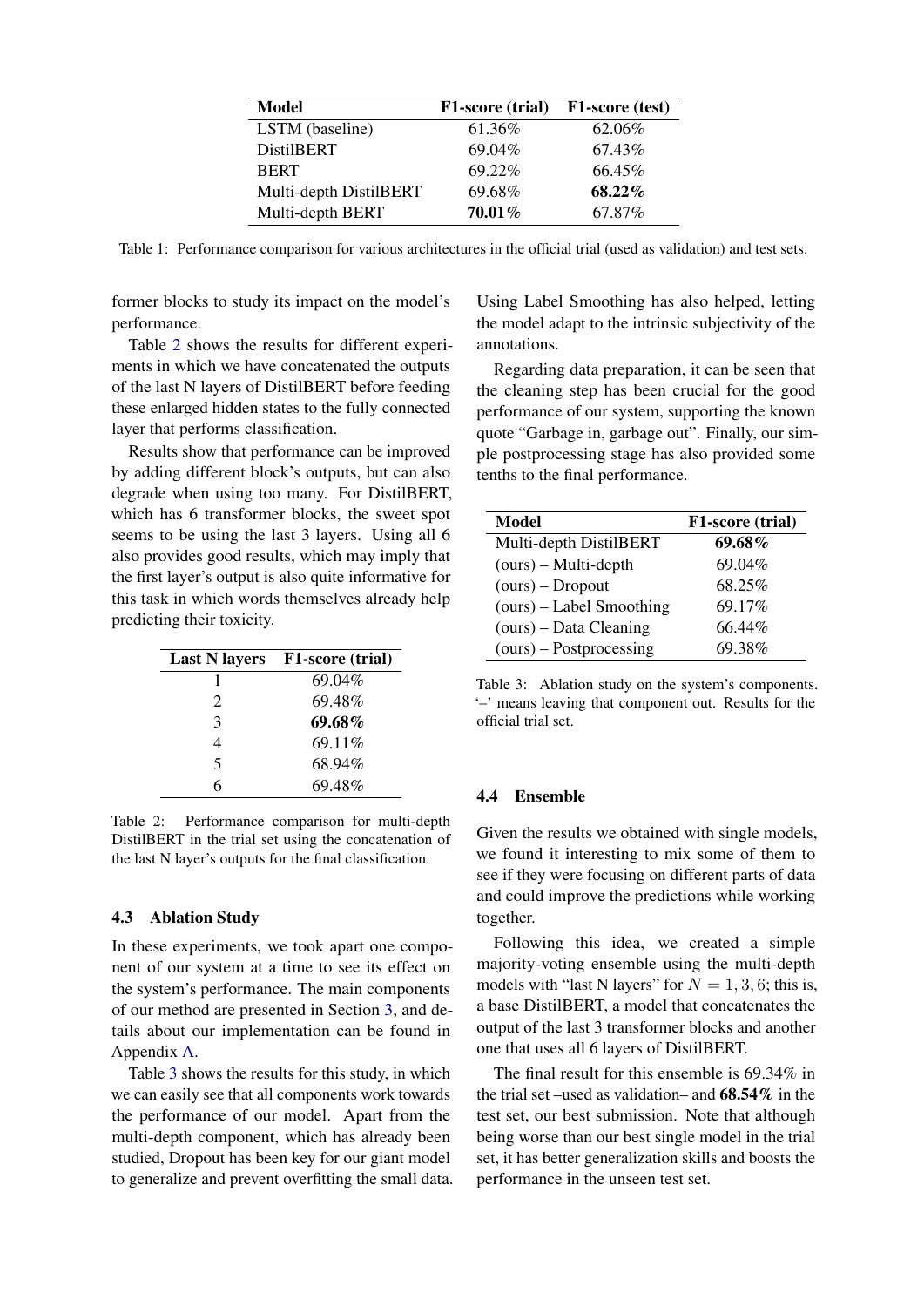| Model | F1-score (trial) | F1-score (test) |
|---|---|---|
| LSTM (baseline) | 61.36% | 62.06% |
| DistilBERT | 69.04% | 67.43% |
| BERT | 69.22% | 66.45% |
| Multi-depth DistilBERT | 69.68% | **68.22%** |
| Multi-depth BERT | **70.01%** | 67.87% |

Table 1: Performance comparison for various architectures in the official trial (used as validation) and test sets.

former blocks to study its impact on the model's performance.

Table 2 shows the results for different experiments in which we have concatenated the outputs of the last N layers of DistilBERT before feeding these enlarged hidden states to the fully connected layer that performs classification.

Results show that performance can be improved by adding different block's outputs, but can also degrade when using too many. For DistilBERT, which has 6 transformer blocks, the sweet spot seems to be using the last 3 layers. Using all 6 also provides good results, which may imply that the first layer's output is also quite informative for this task in which words themselves already help predicting their toxicity.

| Last N layers | F1-score (trial) |
|---|---|
| 1 | 69.04% |
| 2 | 69.48% |
| 3 | **69.68%** |
| 4 | 69.11% |
| 5 | 68.94% |
| 6 | 69.48% |

Table 2: Performance comparison for multi-depth DistilBERT in the trial set using the concatenation of the last N layer's outputs for the final classification.

### 4.3 Ablation Study

In these experiments, we took apart one component of our system at a time to see its effect on the system's performance. The main components of our method are presented in Section 3, and details about our implementation can be found in Appendix A.

Table 3 shows the results for this study, in which we can easily see that all components work towards the performance of our model. Apart from the multi-depth component, which has already been studied, Dropout has been key for our giant model to generalize and prevent overfitting the small data. Using Label Smoothing has also helped, letting the model adapt to the intrinsic subjectivity of the annotations.

Regarding data preparation, it can be seen that the cleaning step has been crucial for the good performance of our system, supporting the known quote "Garbage in, garbage out". Finally, our simple postprocessing stage has also provided some tenths to the final performance.

| Model | F1-score (trial) |
|---|---|
| Multi-depth DistilBERT | **69.68%** |
| (ours) – Multi-depth | 69.04% |
| (ours) – Dropout | 68.25% |
| (ours) – Label Smoothing | 69.17% |
| (ours) – Data Cleaning | 66.44% |
| (ours) – Postprocessing | 69.38% |

Table 3: Ablation study on the system's components. '–' means leaving that component out. Results for the official trial set.

### 4.4 Ensemble

Given the results we obtained with single models, we found it interesting to mix some of them to see if they were focusing on different parts of data and could improve the predictions while working together.

Following this idea, we created a simple majority-voting ensemble using the multi-depth models with "last N layers" for $N = 1, 3, 6$; this is, a base DistilBERT, a model that concatenates the output of the last 3 transformer blocks and another one that uses all 6 layers of DistilBERT.

The final result for this ensemble is 69.34% in the trial set –used as validation– and **68.54%** in the test set, our best submission. Note that although being worse than our best single model in the trial set, it has better generalization skills and boosts the performance in the unseen test set.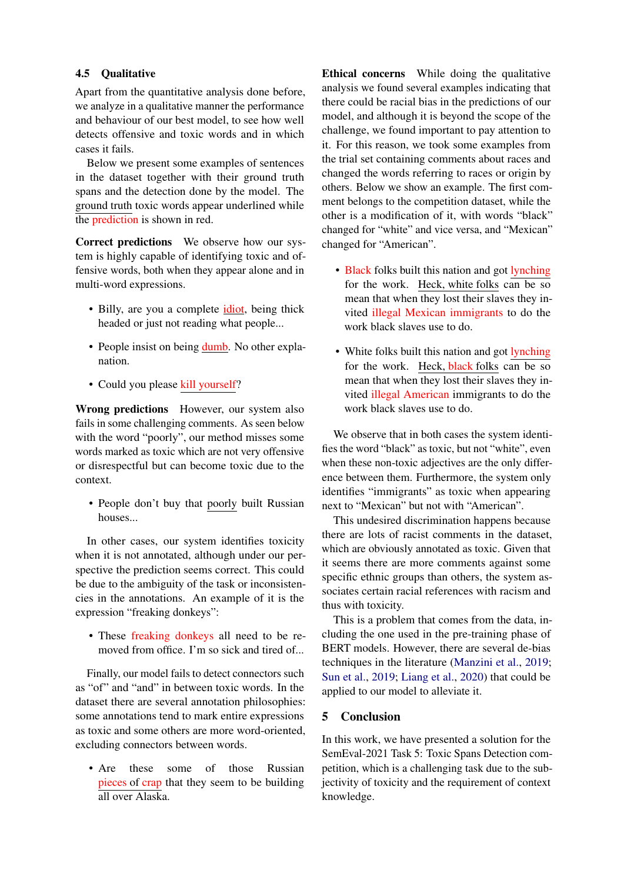### 4.5 Qualitative

Apart from the quantitative analysis done before, we analyze in a qualitative manner the performance and behaviour of our best model, to see how well detects offensive and toxic words and in which cases it fails.

Below we present some examples of sentences in the dataset together with their ground truth spans and the detection done by the model. The ground truth toxic words appear underlined while the prediction is shown in red.

**Correct predictions** We observe how our system is highly capable of identifying toxic and offensive words, both when they appear alone and in multi-word expressions.

- Billy, are you a complete idiot, being thick headed or just not reading what people...
- People insist on being dumb. No other explanation.
- Could you please kill yourself?

**Wrong predictions** However, our system also fails in some challenging comments. As seen below with the word "poorly", our method misses some words marked as toxic which are not very offensive or disrespectful but can become toxic due to the context.

- People don't buy that poorly built Russian houses...

In other cases, our system identifies toxicity when it is not annotated, although under our perspective the prediction seems correct. This could be due to the ambiguity of the task or inconsistencies in the annotations. An example of it is the expression "freaking donkeys":

- These freaking donkeys all need to be removed from office. I'm so sick and tired of...

Finally, our model fails to detect connectors such as "of" and "and" in between toxic words. In the dataset there are several annotation philosophies: some annotations tend to mark entire expressions as toxic and some others are more word-oriented, excluding connectors between words.

- Are these some of those Russian pieces of crap that they seem to be building all over Alaska.

**Ethical concerns** While doing the qualitative analysis we found several examples indicating that there could be racial bias in the predictions of our model, and although it is beyond the scope of the challenge, we found important to pay attention to it. For this reason, we took some examples from the trial set containing comments about races and changed the words referring to races or origin by others. Below we show an example. The first comment belongs to the competition dataset, while the other is a modification of it, with words "black" changed for "white" and vice versa, and "Mexican" changed for "American".

- Black folks built this nation and got lynching for the work. Heck, white folks can be so mean that when they lost their slaves they invited illegal Mexican immigrants to do the work black slaves use to do.
- White folks built this nation and got lynching for the work. Heck, black folks can be so mean that when they lost their slaves they invited illegal American immigrants to do the work black slaves use to do.

We observe that in both cases the system identifies the word "black" as toxic, but not "white", even when these non-toxic adjectives are the only difference between them. Furthermore, the system only identifies "immigrants" as toxic when appearing next to "Mexican" but not with "American".

This undesired discrimination happens because there are lots of racist comments in the dataset, which are obviously annotated as toxic. Given that it seems there are more comments against some specific ethnic groups than others, the system associates certain racial references with racism and thus with toxicity.

This is a problem that comes from the data, including the one used in the pre-training phase of BERT models. However, there are several de-bias techniques in the literature (Manzini et al., 2019; Sun et al., 2019; Liang et al., 2020) that could be applied to our model to alleviate it.

## 5 Conclusion

In this work, we have presented a solution for the SemEval-2021 Task 5: Toxic Spans Detection competition, which is a challenging task due to the subjectivity of toxicity and the requirement of context knowledge.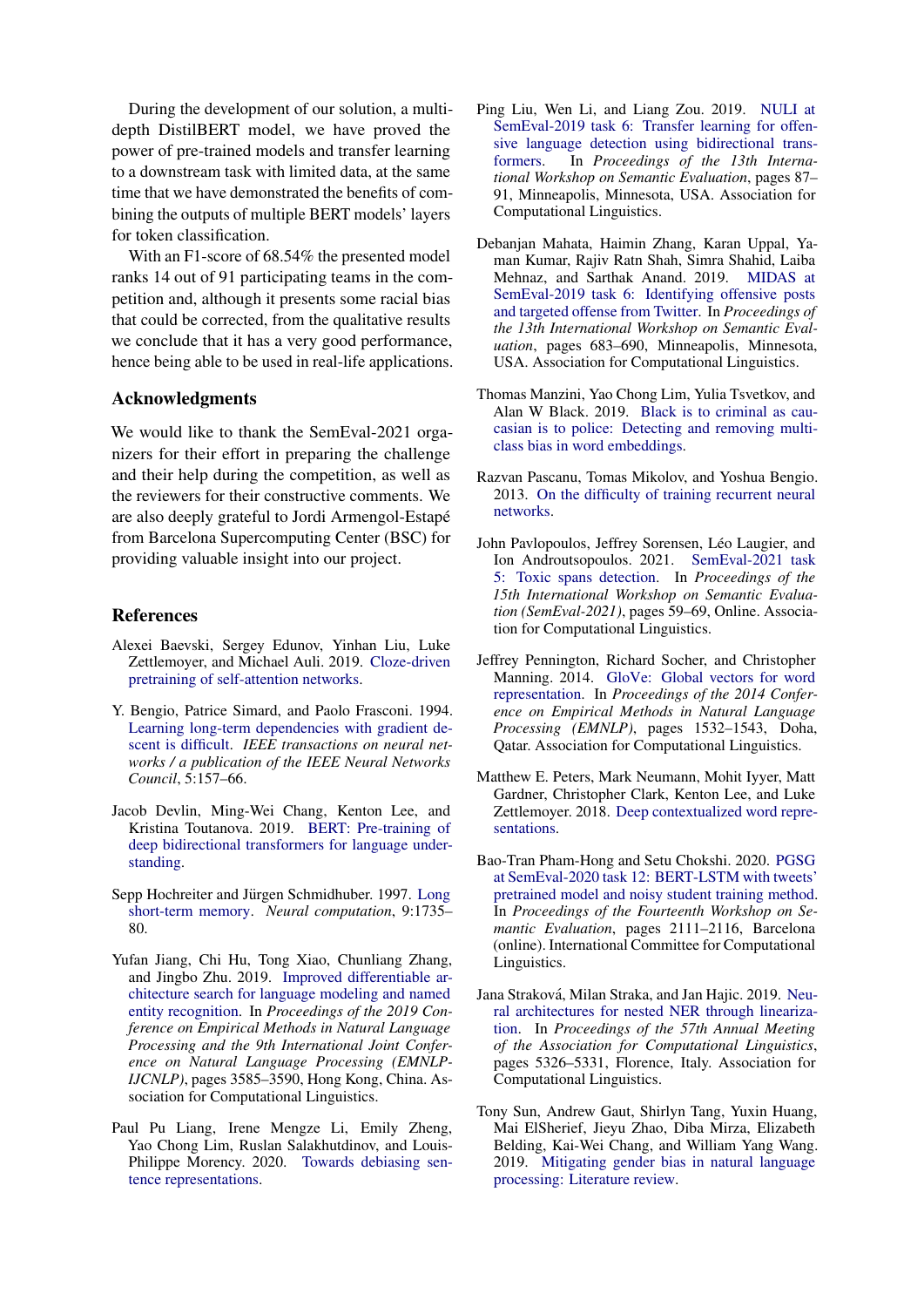During the development of our solution, a multi-depth DistilBERT model, we have proved the power of pre-trained models and transfer learning to a downstream task with limited data, at the same time that we have demonstrated the benefits of combining the outputs of multiple BERT models' layers for token classification.

With an F1-score of 68.54% the presented model ranks 14 out of 91 participating teams in the competition and, although it presents some racial bias that could be corrected, from the qualitative results we conclude that it has a very good performance, hence being able to be used in real-life applications.

## Acknowledgments

We would like to thank the SemEval-2021 organizers for their effort in preparing the challenge and their help during the competition, as well as the reviewers for their constructive comments. We are also deeply grateful to Jordi Armengol-Estapé from Barcelona Supercomputing Center (BSC) for providing valuable insight into our project.

## References

Alexei Baevski, Sergey Edunov, Yinhan Liu, Luke Zettlemoyer, and Michael Auli. 2019. Cloze-driven pretraining of self-attention networks.

Y. Bengio, Patrice Simard, and Paolo Frasconi. 1994. Learning long-term dependencies with gradient descent is difficult. *IEEE transactions on neural networks / a publication of the IEEE Neural Networks Council*, 5:157–66.

Jacob Devlin, Ming-Wei Chang, Kenton Lee, and Kristina Toutanova. 2019. BERT: Pre-training of deep bidirectional transformers for language understanding.

Sepp Hochreiter and Jürgen Schmidhuber. 1997. Long short-term memory. *Neural computation*, 9:1735–80.

Yufan Jiang, Chi Hu, Tong Xiao, Chunliang Zhang, and Jingbo Zhu. 2019. Improved differentiable architecture search for language modeling and named entity recognition. In *Proceedings of the 2019 Conference on Empirical Methods in Natural Language Processing and the 9th International Joint Conference on Natural Language Processing (EMNLP-IJCNLP)*, pages 3585–3590, Hong Kong, China. Association for Computational Linguistics.

Paul Pu Liang, Irene Mengze Li, Emily Zheng, Yao Chong Lim, Ruslan Salakhutdinov, and Louis-Philippe Morency. 2020. Towards debiasing sentence representations.

Ping Liu, Wen Li, and Liang Zou. 2019. NULI at SemEval-2019 task 6: Transfer learning for offensive language detection using bidirectional transformers. In *Proceedings of the 13th International Workshop on Semantic Evaluation*, pages 87–91, Minneapolis, Minnesota, USA. Association for Computational Linguistics.

Debanjan Mahata, Haimin Zhang, Karan Uppal, Yaman Kumar, Rajiv Ratn Shah, Simra Shahid, Laiba Mehnaz, and Sarthak Anand. 2019. MIDAS at SemEval-2019 task 6: Identifying offensive posts and targeted offense from Twitter. In *Proceedings of the 13th International Workshop on Semantic Evaluation*, pages 683–690, Minneapolis, Minnesota, USA. Association for Computational Linguistics.

Thomas Manzini, Yao Chong Lim, Yulia Tsvetkov, and Alan W Black. 2019. Black is to criminal as caucasian is to police: Detecting and removing multiclass bias in word embeddings.

Razvan Pascanu, Tomas Mikolov, and Yoshua Bengio. 2013. On the difficulty of training recurrent neural networks.

John Pavlopoulos, Jeffrey Sorensen, Léo Laugier, and Ion Androutsopoulos. 2021. SemEval-2021 task 5: Toxic spans detection. In *Proceedings of the 15th International Workshop on Semantic Evaluation (SemEval-2021)*, pages 59–69, Online. Association for Computational Linguistics.

Jeffrey Pennington, Richard Socher, and Christopher Manning. 2014. GloVe: Global vectors for word representation. In *Proceedings of the 2014 Conference on Empirical Methods in Natural Language Processing (EMNLP)*, pages 1532–1543, Doha, Qatar. Association for Computational Linguistics.

Matthew E. Peters, Mark Neumann, Mohit Iyyer, Matt Gardner, Christopher Clark, Kenton Lee, and Luke Zettlemoyer. 2018. Deep contextualized word representations.

Bao-Tran Pham-Hong and Setu Chokshi. 2020. PGSG at SemEval-2020 task 12: BERT-LSTM with tweets' pretrained model and noisy student training method. In *Proceedings of the Fourteenth Workshop on Semantic Evaluation*, pages 2111–2116, Barcelona (online). International Committee for Computational Linguistics.

Jana Straková, Milan Straka, and Jan Hajic. 2019. Neural architectures for nested NER through linearization. In *Proceedings of the 57th Annual Meeting of the Association for Computational Linguistics*, pages 5326–5331, Florence, Italy. Association for Computational Linguistics.

Tony Sun, Andrew Gaut, Shirlyn Tang, Yuxin Huang, Mai ElSherief, Jieyu Zhao, Diba Mirza, Elizabeth Belding, Kai-Wei Chang, and William Yang Wang. 2019. Mitigating gender bias in natural language processing: Literature review.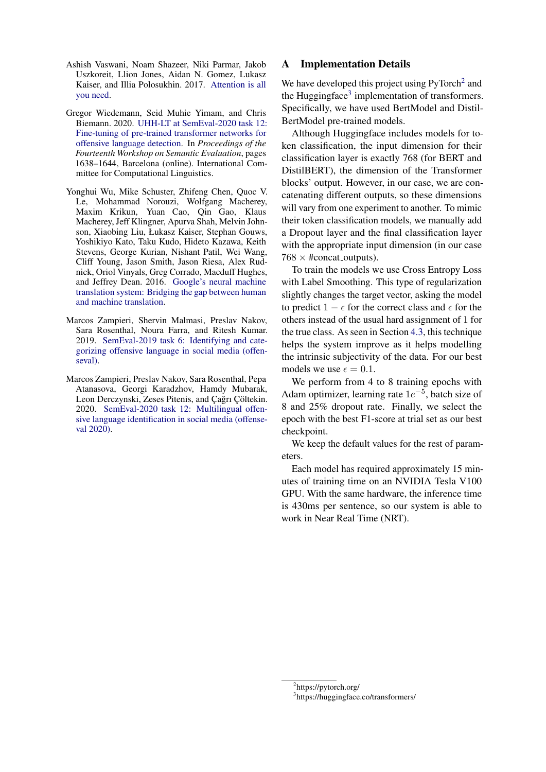Ashish Vaswani, Noam Shazeer, Niki Parmar, Jakob Uszkoreit, Llion Jones, Aidan N. Gomez, Lukasz Kaiser, and Illia Polosukhin. 2017. Attention is all you need.

Gregor Wiedemann, Seid Muhie Yimam, and Chris Biemann. 2020. UHH-LT at SemEval-2020 task 12: Fine-tuning of pre-trained transformer networks for offensive language detection. In *Proceedings of the Fourteenth Workshop on Semantic Evaluation*, pages 1638–1644, Barcelona (online). International Committee for Computational Linguistics.

Yonghui Wu, Mike Schuster, Zhifeng Chen, Quoc V. Le, Mohammad Norouzi, Wolfgang Macherey, Maxim Krikun, Yuan Cao, Qin Gao, Klaus Macherey, Jeff Klingner, Apurva Shah, Melvin Johnson, Xiaobing Liu, Łukasz Kaiser, Stephan Gouws, Yoshikiyo Kato, Taku Kudo, Hideto Kazawa, Keith Stevens, George Kurian, Nishant Patil, Wei Wang, Cliff Young, Jason Smith, Jason Riesa, Alex Rudnick, Oriol Vinyals, Greg Corrado, Macduff Hughes, and Jeffrey Dean. 2016. Google's neural machine translation system: Bridging the gap between human and machine translation.

Marcos Zampieri, Shervin Malmasi, Preslav Nakov, Sara Rosenthal, Noura Farra, and Ritesh Kumar. 2019. SemEval-2019 task 6: Identifying and categorizing offensive language in social media (offenseval).

Marcos Zampieri, Preslav Nakov, Sara Rosenthal, Pepa Atanasova, Georgi Karadzhov, Hamdy Mubarak, Leon Derczynski, Zeses Pitenis, and Çağrı Çöltekin. 2020. SemEval-2020 task 12: Multilingual offensive language identification in social media (offenseval 2020).

## A Implementation Details

We have developed this project using PyTorch[2] and the Huggingface[3] implementation of transformers. Specifically, we have used BertModel and DistilBertModel pre-trained models.

Although Huggingface includes models for token classification, the input dimension for their classification layer is exactly 768 (for BERT and DistilBERT), the dimension of the Transformer blocks' output. However, in our case, we are concatenating different outputs, so these dimensions will vary from one experiment to another. To mimic their token classification models, we manually add a Dropout layer and the final classification layer with the appropriate input dimension (in our case $768 \times$ #concat_outputs).

To train the models we use Cross Entropy Loss with Label Smoothing. This type of regularization slightly changes the target vector, asking the model to predict $1 - \epsilon$ for the correct class and $\epsilon$ for the others instead of the usual hard assignment of 1 for the true class. As seen in Section 4.3, this technique helps the system improve as it helps modelling the intrinsic subjectivity of the data. For our best models we use $\epsilon = 0.1$.

We perform from 4 to 8 training epochs with Adam optimizer, learning rate $1e^{-5}$, batch size of 8 and 25% dropout rate. Finally, we select the epoch with the best F1-score at trial set as our best checkpoint.

We keep the default values for the rest of parameters.

Each model has required approximately 15 minutes of training time on an NVIDIA Tesla V100 GPU. With the same hardware, the inference time is 430ms per sentence, so our system is able to work in Near Real Time (NRT).

[2] https://pytorch.org/

[3] https://huggingface.co/transformers/